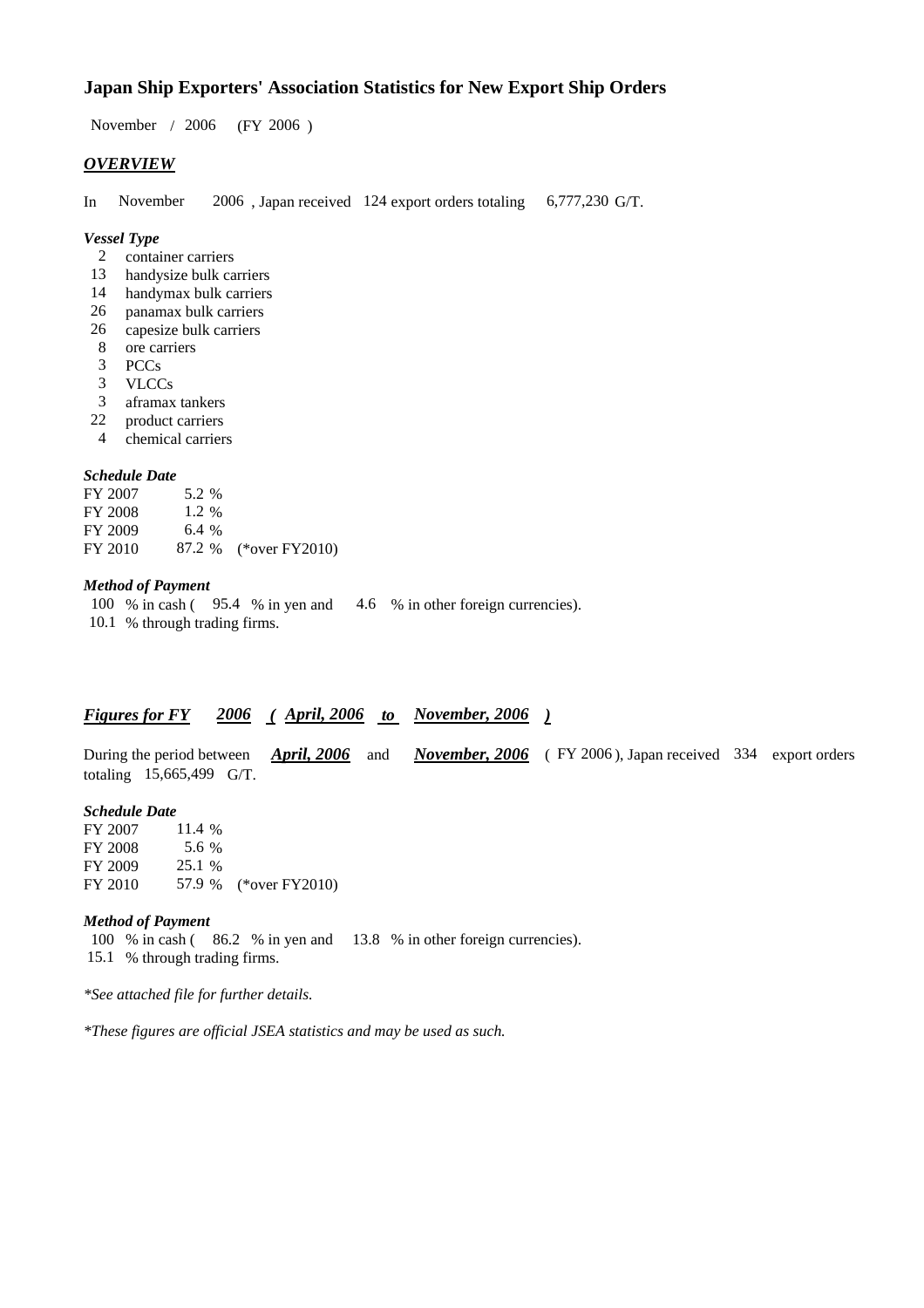# Japan Ship Exporters' Association Statistics for New Export Ship Orders

November / 2006 (FY 2006 )

## ***OVERVIEW***

In November 2006 , Japan received 124 export orders totaling 6,777,230 G/T.

***Vessel Type***

- 2 container carriers
- 13 handysize bulk carriers
- 14 handymax bulk carriers
- 26 panamax bulk carriers
- 26 capesize bulk carriers
- 8 ore carriers
- 3 PCCs
- 3 VLCCs
- 3 aframax tankers
- 22 product carriers
- 4 chemical carriers

***Schedule Date***

| | | |
|---|---|---|
| FY 2007 | 5.2 % | |
| FY 2008 | 1.2 % | |
| FY 2009 | 6.4 % | |
| FY 2010 | 87.2 % | (*over FY2010) |

***Method of Payment***

100 % in cash ( 95.4 % in yen and 4.6 % in other foreign currencies).
10.1 % through trading firms.

## ***Figures for FY 2006 ( April, 2006 to November, 2006 )***

During the period between ***April, 2006*** and ***November, 2006*** ( FY 2006 ), Japan received 334 export orders totaling 15,665,499 G/T.

***Schedule Date***

| | | |
|---|---|---|
| FY 2007 | 11.4 % | |
| FY 2008 | 5.6 % | |
| FY 2009 | 25.1 % | |
| FY 2010 | 57.9 % | (*over FY2010) |

***Method of Payment***

100 % in cash ( 86.2 % in yen and 13.8 % in other foreign currencies).
15.1 % through trading firms.

*\*See attached file for further details.*

*\*These figures are official JSEA statistics and may be used as such.*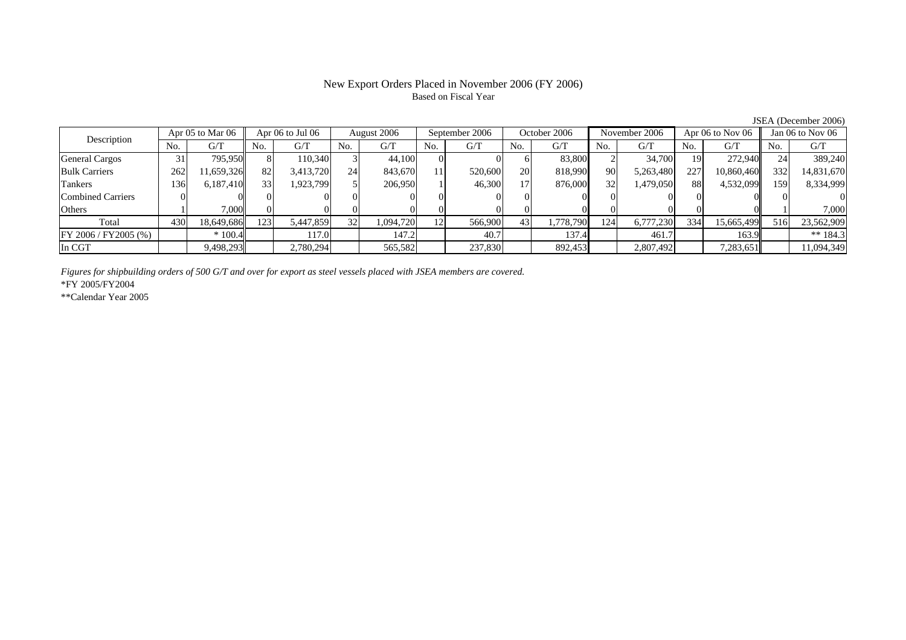# New Export Orders Placed in November 2006 (FY 2006)

Based on Fiscal Year

JSEA (December 2006)

| Description | Apr 05 to Mar 06 | | Apr 06 to Jul 06 | | August 2006 | | September 2006 | | October 2006 | | November 2006 | | Apr 06 to Nov 06 | | Jan 06 to Nov 06 | |
|---|---|---|---|---|---|---|---|---|---|---|---|---|---|---|---|---|
| | No. | G/T | No. | G/T | No. | G/T | No. | G/T | No. | G/T | No. | G/T | No. | G/T | No. | G/T |
| General Cargos | 31 | 795,950 | 8 | 110,340 | 3 | 44,100 | 0 | 0 | 6 | 83,800 | 2 | 34,700 | 19 | 272,940 | 24 | 389,240 |
| Bulk Carriers | 262 | 11,659,326 | 82 | 3,413,720 | 24 | 843,670 | 11 | 520,600 | 20 | 818,990 | 90 | 5,263,480 | 227 | 10,860,460 | 332 | 14,831,670 |
| Tankers | 136 | 6,187,410 | 33 | 1,923,799 | 5 | 206,950 | 1 | 46,300 | 17 | 876,000 | 32 | 1,479,050 | 88 | 4,532,099 | 159 | 8,334,999 |
| Combined Carriers | 0 | 0 | 0 | 0 | 0 | 0 | 0 | 0 | 0 | 0 | 0 | 0 | 0 | 0 | 0 | 0 |
| Others | 1 | 7,000 | 0 | 0 | 0 | 0 | 0 | 0 | 0 | 0 | 0 | 0 | 0 | 0 | 1 | 7,000 |
| Total | 430 | 18,649,686 | 123 | 5,447,859 | 32 | 1,094,720 | 12 | 566,900 | 43 | 1,778,790 | 124 | 6,777,230 | 334 | 15,665,499 | 516 | 23,562,909 |
| FY 2006 / FY2005 (%) | | * 100.4 | | 117.0 | | 147.2 | | 40.7 | | 137.4 | | 461.7 | | 163.9 | | ** 184.3 |
| In CGT | | 9,498,293 | | 2,780,294 | | 565,582 | | 237,830 | | 892,453 | | 2,807,492 | | 7,283,651 | | 11,094,349 |

*Figures for shipbuilding orders of 500 G/T and over for export as steel vessels placed with JSEA members are covered.*

*FY 2005/FY2004

**Calendar Year 2005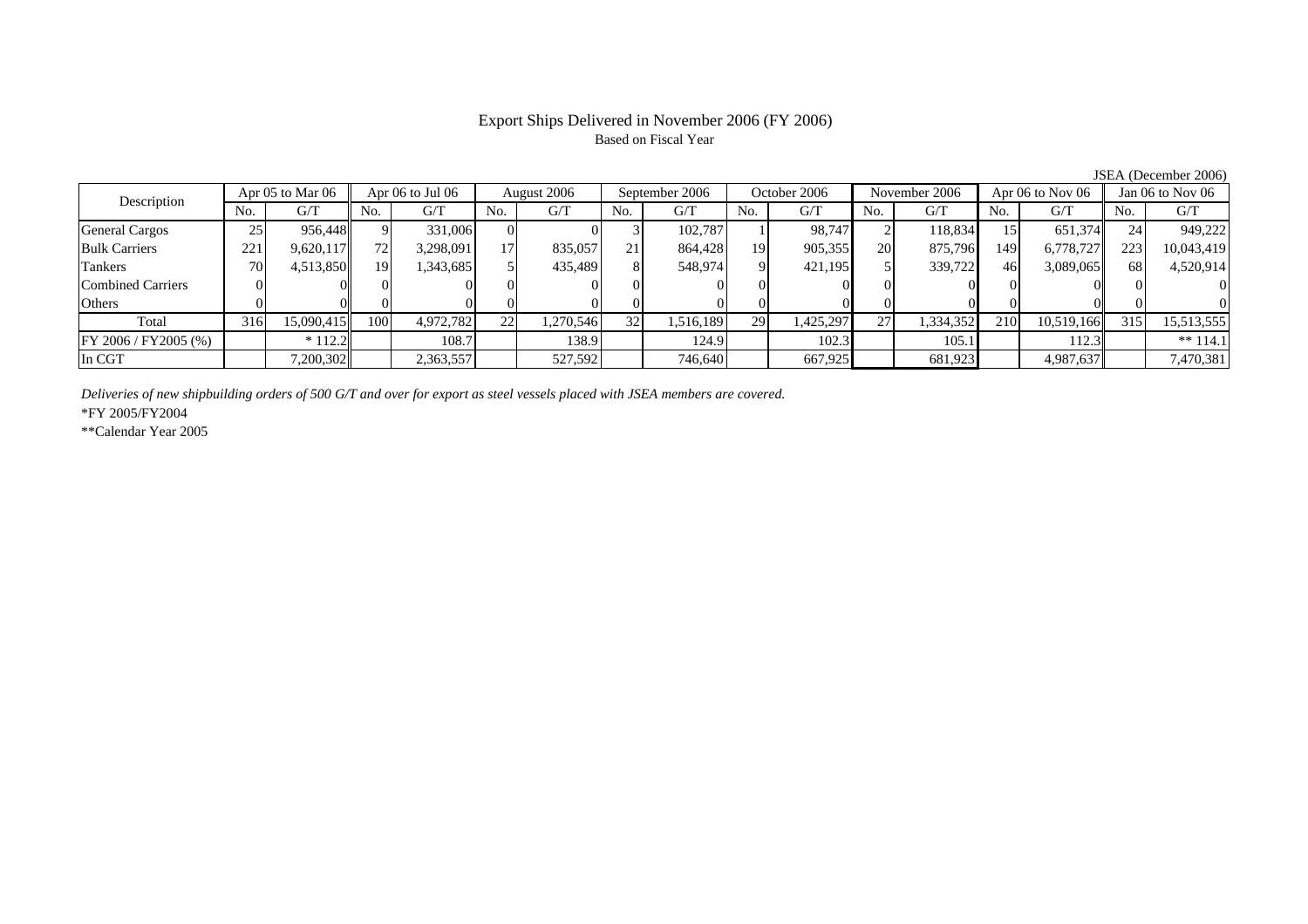# Export Ships Delivered in November 2006 (FY 2006)

Based on Fiscal Year

JSEA (December 2006)

| Description | Apr 05 to Mar 06 | | Apr 06 to Jul 06 | | August 2006 | | September 2006 | | October 2006 | | November 2006 | | Apr 06 to Nov 06 | | Jan 06 to Nov 06 | |
|---|---|---|---|---|---|---|---|---|---|---|---|---|---|---|---|---|
| | No. | G/T | No. | G/T | No. | G/T | No. | G/T | No. | G/T | No. | G/T | No. | G/T | No. | G/T |
| General Cargos | 25 | 956,448 | 9 | 331,006 | 0 | 0 | 3 | 102,787 | 1 | 98,747 | 2 | 118,834 | 15 | 651,374 | 24 | 949,222 |
| Bulk Carriers | 221 | 9,620,117 | 72 | 3,298,091 | 17 | 835,057 | 21 | 864,428 | 19 | 905,355 | 20 | 875,796 | 149 | 6,778,727 | 223 | 10,043,419 |
| Tankers | 70 | 4,513,850 | 19 | 1,343,685 | 5 | 435,489 | 8 | 548,974 | 9 | 421,195 | 5 | 339,722 | 46 | 3,089,065 | 68 | 4,520,914 |
| Combined Carriers | 0 | 0 | 0 | 0 | 0 | 0 | 0 | 0 | 0 | 0 | 0 | 0 | 0 | 0 | 0 | 0 |
| Others | 0 | 0 | 0 | 0 | 0 | 0 | 0 | 0 | 0 | 0 | 0 | 0 | 0 | 0 | 0 | 0 |
| Total | 316 | 15,090,415 | 100 | 4,972,782 | 22 | 1,270,546 | 32 | 1,516,189 | 29 | 1,425,297 | 27 | 1,334,352 | 210 | 10,519,166 | 315 | 15,513,555 |
| FY 2006 / FY2005 (%) | | * 112.2 | | 108.7 | | 138.9 | | 124.9 | | 102.3 | | 105.1 | | 112.3 | | ** 114.1 |
| In CGT | | 7,200,302 | | 2,363,557 | | 527,592 | | 746,640 | | 667,925 | | 681,923 | | 4,987,637 | | 7,470,381 |

*Deliveries of new shipbuilding orders of 500 G/T and over for export as steel vessels placed with JSEA members are covered.*

*FY 2005/FY2004

**Calendar Year 2005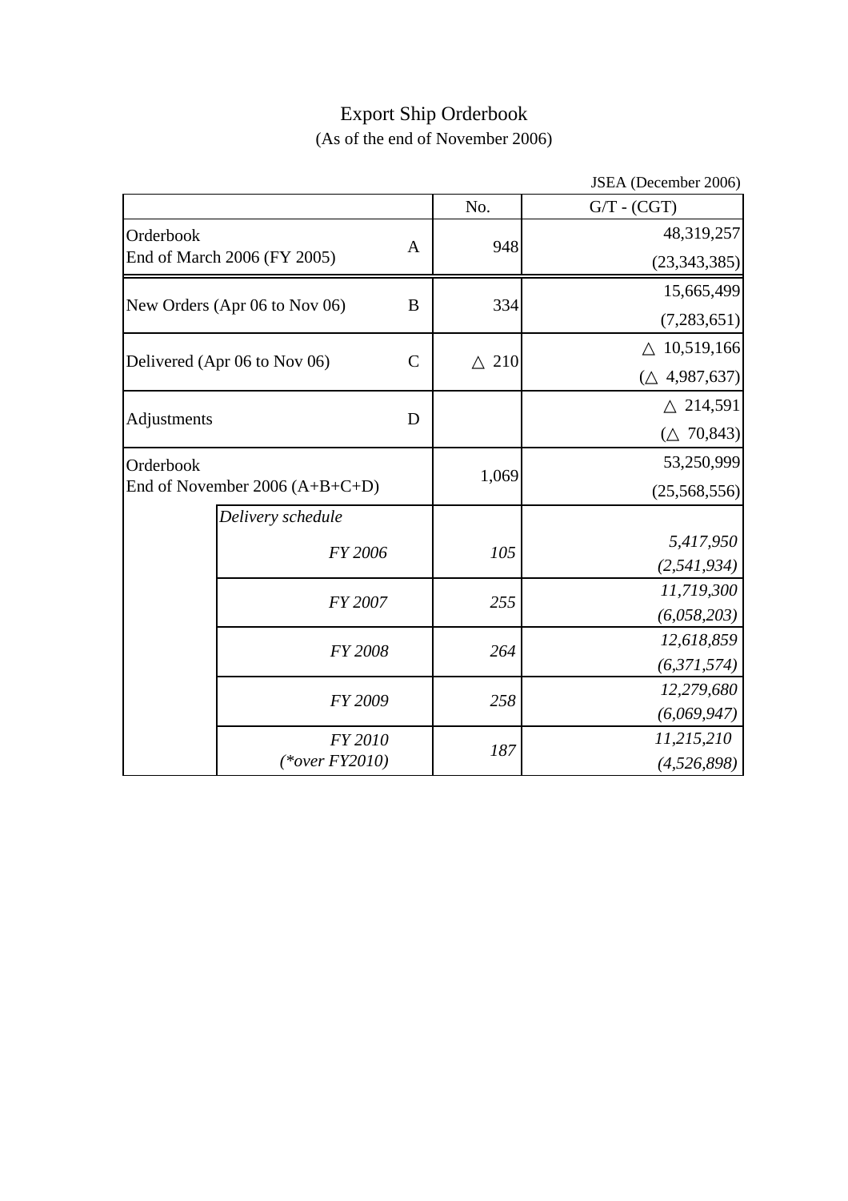# Export Ship Orderbook

(As of the end of November 2006)

JSEA (December 2006)

| | | | No. | G/T - (CGT) |
|---|---|---|---|---|
| Orderbook<br>End of March 2006 (FY 2005) | | A | 948 | 48,319,257<br>(23,343,385) |
| New Orders (Apr 06 to Nov 06) | | B | 334 | 15,665,499<br>(7,283,651) |
| Delivered (Apr 06 to Nov 06) | | C | △ 210 | △ 10,519,166<br>(△ 4,987,637) |
| Adjustments | | D | | △ 214,591<br>(△ 70,843) |
| Orderbook<br>End of November 2006 (A+B+C+D) | | | 1,069 | 53,250,999<br>(25,568,556) |
| | *Delivery schedule* | | | |
| | *FY 2006* | | *105* | *5,417,950*<br>*(2,541,934)* |
| | *FY 2007* | | *255* | *11,719,300*<br>*(6,058,203)* |
| | *FY 2008* | | *264* | *12,618,859*<br>*(6,371,574)* |
| | *FY 2009* | | *258* | *12,279,680*<br>*(6,069,947)* |
| | *FY 2010*<br>*(*over FY2010)* | | *187* | *11,215,210*<br>*(4,526,898)* |